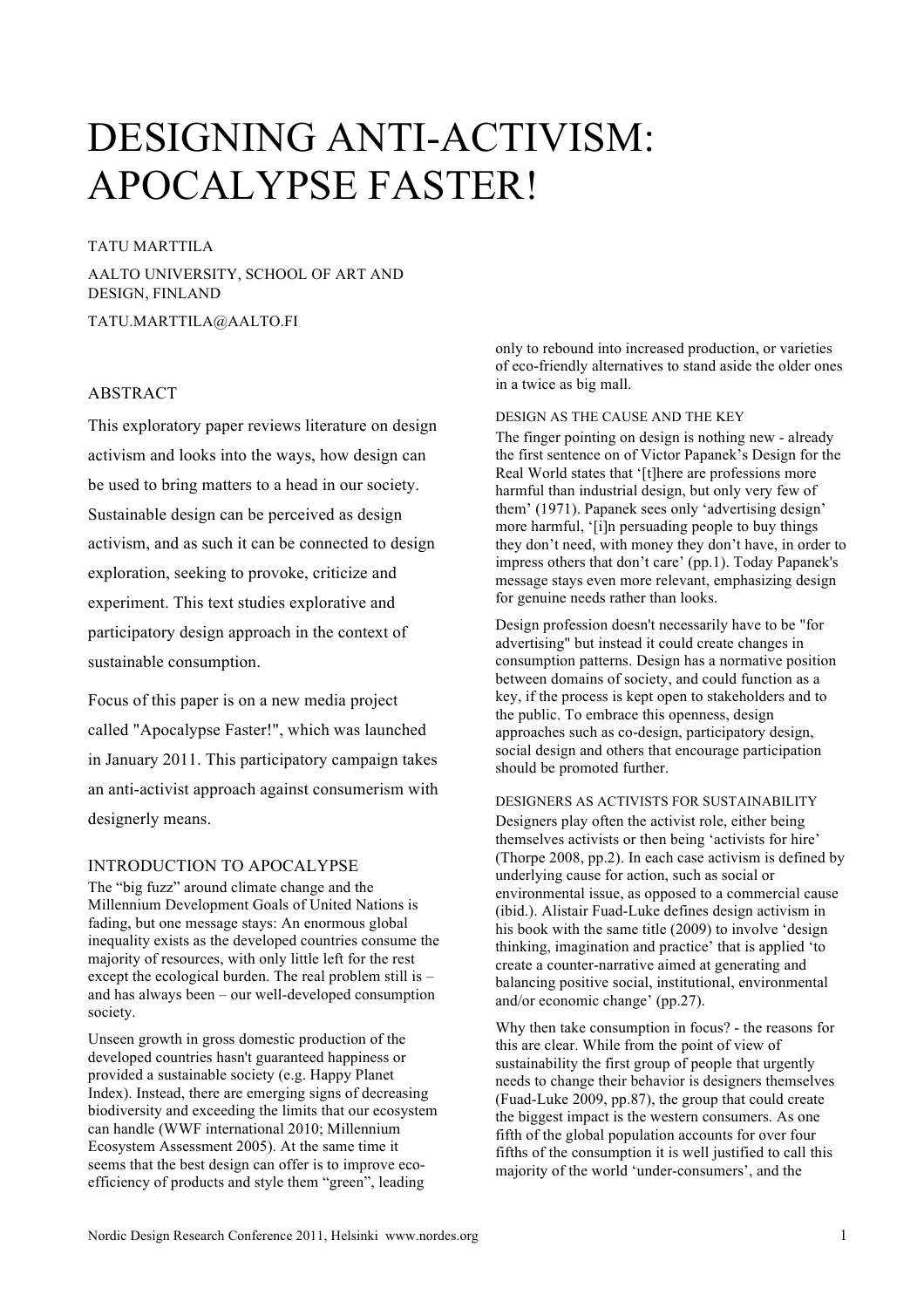# DESIGNING ANTI-ACTIVISM: APOCALYPSE FASTER!

TATU MARTTILA

AALTO UNIVERSITY, SCHOOL OF ART AND DESIGN, FINLAND

TATU.MARTTILA@AALTO.FI

## ABSTRACT

This exploratory paper reviews literature on design activism and looks into the ways, how design can be used to bring matters to a head in our society. Sustainable design can be perceived as design activism, and as such it can be connected to design exploration, seeking to provoke, criticize and experiment. This text studies explorative and participatory design approach in the context of sustainable consumption.

Focus of this paper is on a new media project called "Apocalypse Faster!", which was launched in January 2011. This participatory campaign takes an anti-activist approach against consumerism with designerly means.

## INTRODUCTION TO APOCALYPSE

The "big fuzz" around climate change and the Millennium Development Goals of United Nations is fading, but one message stays: An enormous global inequality exists as the developed countries consume the majority of resources, with only little left for the rest except the ecological burden. The real problem still is – and has always been – our well-developed consumption society.

Unseen growth in gross domestic production of the developed countries hasn't guaranteed happiness or provided a sustainable society (e.g. Happy Planet Index). Instead, there are emerging signs of decreasing biodiversity and exceeding the limits that our ecosystem can handle (WWF international 2010; Millennium Ecosystem Assessment 2005). At the same time it seems that the best design can offer is to improve eco-efficiency of products and style them "green", leading only to rebound into increased production, or varieties of eco-friendly alternatives to stand aside the older ones in a twice as big mall.

### DESIGN AS THE CAUSE AND THE KEY

The finger pointing on design is nothing new - already the first sentence on of Victor Papanek's Design for the Real World states that '[t]here are professions more harmful than industrial design, but only very few of them' (1971). Papanek sees only 'advertising design' more harmful, '[i]n persuading people to buy things they don't need, with money they don't have, in order to impress others that don't care' (pp.1). Today Papanek's message stays even more relevant, emphasizing design for genuine needs rather than looks.

Design profession doesn't necessarily have to be "for advertising" but instead it could create changes in consumption patterns. Design has a normative position between domains of society, and could function as a key, if the process is kept open to stakeholders and to the public. To embrace this openness, design approaches such as co-design, participatory design, social design and others that encourage participation should be promoted further.

### DESIGNERS AS ACTIVISTS FOR SUSTAINABILITY

Designers play often the activist role, either being themselves activists or then being 'activists for hire' (Thorpe 2008, pp.2). In each case activism is defined by underlying cause for action, such as social or environmental issue, as opposed to a commercial cause (ibid.). Alistair Fuad-Luke defines design activism in his book with the same title (2009) to involve 'design thinking, imagination and practice' that is applied 'to create a counter-narrative aimed at generating and balancing positive social, institutional, environmental and/or economic change' (pp.27).

Why then take consumption in focus? - the reasons for this are clear. While from the point of view of sustainability the first group of people that urgently needs to change their behavior is designers themselves (Fuad-Luke 2009, pp.87), the group that could create the biggest impact is the western consumers. As one fifth of the global population accounts for over four fifths of the consumption it is well justified to call this majority of the world 'under-consumers', and the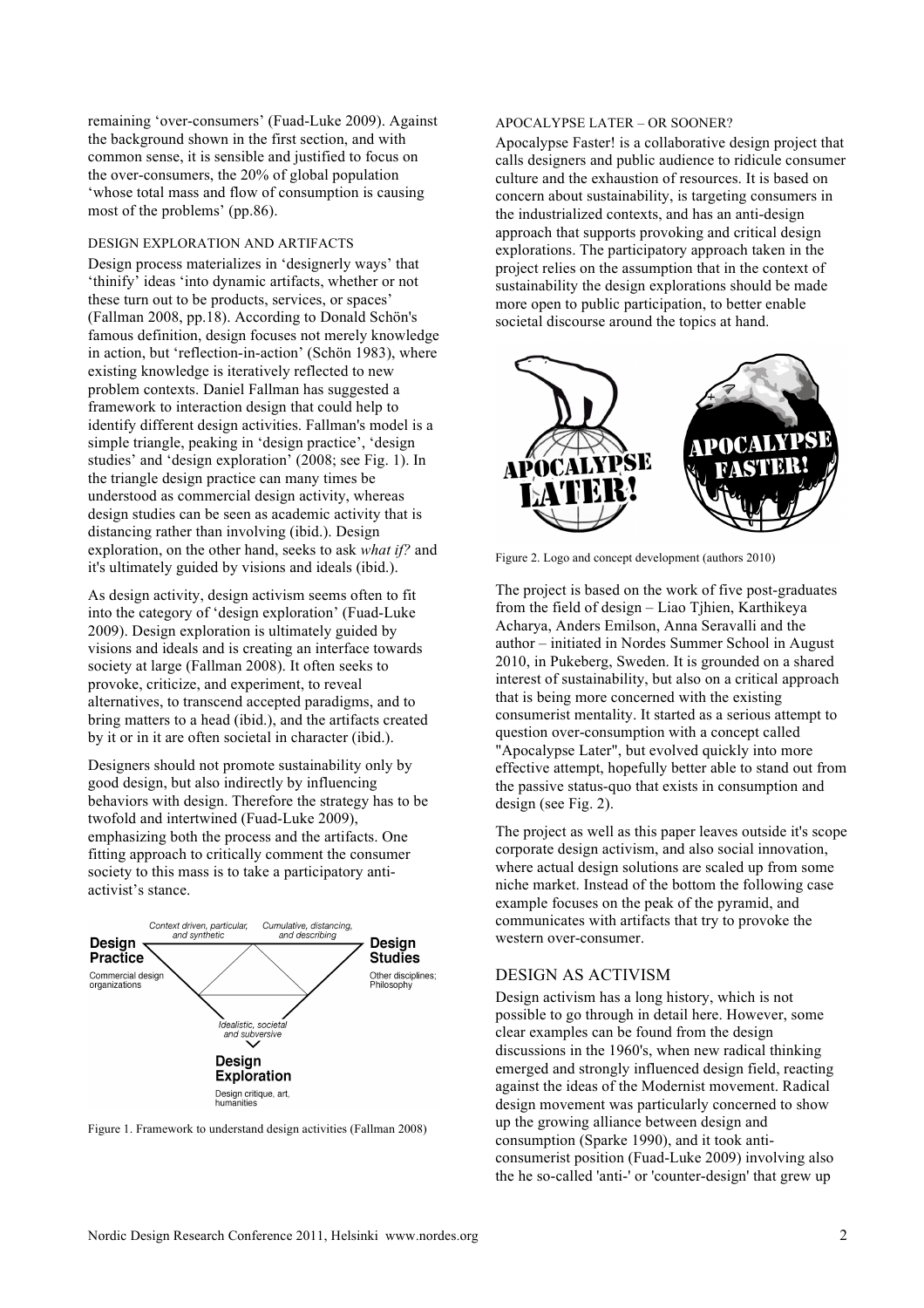remaining 'over-consumers' (Fuad-Luke 2009). Against the background shown in the first section, and with common sense, it is sensible and justified to focus on the over-consumers, the 20% of global population 'whose total mass and flow of consumption is causing most of the problems' (pp.86).

### DESIGN EXPLORATION AND ARTIFACTS

Design process materializes in 'designerly ways' that 'thinify' ideas 'into dynamic artifacts, whether or not these turn out to be products, services, or spaces' (Fallman 2008, pp.18). According to Donald Schön's famous definition, design focuses not merely knowledge in action, but 'reflection-in-action' (Schön 1983), where existing knowledge is iteratively reflected to new problem contexts. Daniel Fallman has suggested a framework to interaction design that could help to identify different design activities. Fallman's model is a simple triangle, peaking in 'design practice', 'design studies' and 'design exploration' (2008; see Fig. 1). In the triangle design practice can many times be understood as commercial design activity, whereas design studies can be seen as academic activity that is distancing rather than involving (ibid.). Design exploration, on the other hand, seeks to ask *what if?* and it's ultimately guided by visions and ideals (ibid.).

As design activity, design activism seems often to fit into the category of 'design exploration' (Fuad-Luke 2009). Design exploration is ultimately guided by visions and ideals and is creating an interface towards society at large (Fallman 2008). It often seeks to provoke, criticize, and experiment, to reveal alternatives, to transcend accepted paradigms, and to bring matters to a head (ibid.), and the artifacts created by it or in it are often societal in character (ibid.).

Designers should not promote sustainability only by good design, but also indirectly by influencing behaviors with design. Therefore the strategy has to be twofold and intertwined (Fuad-Luke 2009), emphasizing both the process and the artifacts. One fitting approach to critically comment the consumer society to this mass is to take a participatory anti-activist's stance.

Figure 1. Framework to understand design activities (Fallman 2008)

### APOCALYPSE LATER – OR SOONER?

Apocalypse Faster! is a collaborative design project that calls designers and public audience to ridicule consumer culture and the exhaustion of resources. It is based on concern about sustainability, is targeting consumers in the industrialized contexts, and has an anti-design approach that supports provoking and critical design explorations. The participatory approach taken in the project relies on the assumption that in the context of sustainability the design explorations should be made more open to public participation, to better enable societal discourse around the topics at hand.

Figure 2. Logo and concept development (authors 2010)

The project is based on the work of five post-graduates from the field of design – Liao Tjhien, Karthikeya Acharya, Anders Emilson, Anna Seravalli and the author – initiated in Nordes Summer School in August 2010, in Pukeberg, Sweden. It is grounded on a shared interest of sustainability, but also on a critical approach that is being more concerned with the existing consumerist mentality. It started as a serious attempt to question over-consumption with a concept called "Apocalypse Later", but evolved quickly into more effective attempt, hopefully better able to stand out from the passive status-quo that exists in consumption and design (see Fig. 2).

The project as well as this paper leaves outside it's scope corporate design activism, and also social innovation, where actual design solutions are scaled up from some niche market. Instead of the bottom the following case example focuses on the peak of the pyramid, and communicates with artifacts that try to provoke the western over-consumer.

## DESIGN AS ACTIVISM

Design activism has a long history, which is not possible to go through in detail here. However, some clear examples can be found from the design discussions in the 1960's, when new radical thinking emerged and strongly influenced design field, reacting against the ideas of the Modernist movement. Radical design movement was particularly concerned to show up the growing alliance between design and consumption (Sparke 1990), and it took anti-consumerist position (Fuad-Luke 2009) involving also the he so-called 'anti-' or 'counter-design' that grew up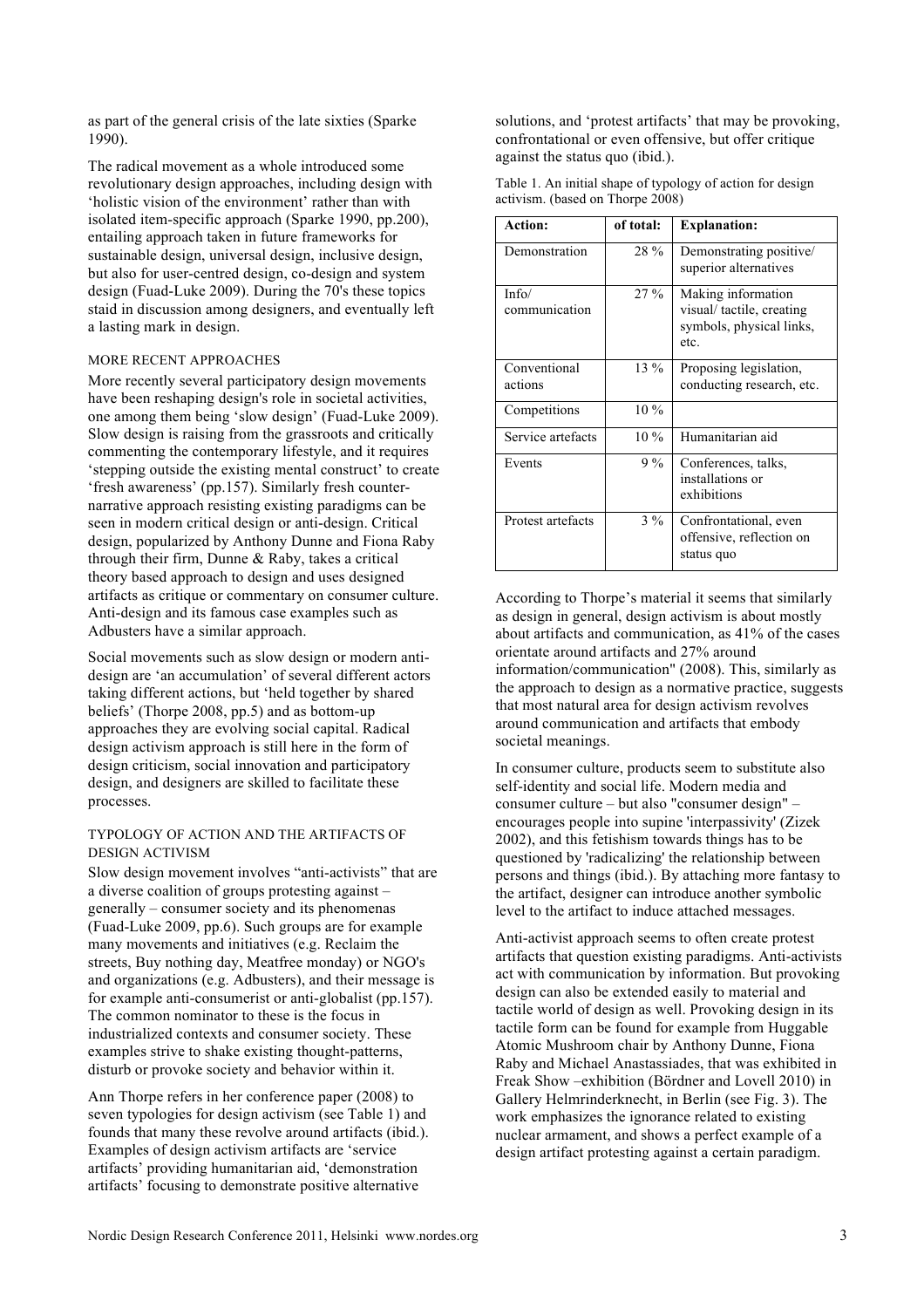as part of the general crisis of the late sixties (Sparke 1990).

The radical movement as a whole introduced some revolutionary design approaches, including design with 'holistic vision of the environment' rather than with isolated item-specific approach (Sparke 1990, pp.200), entailing approach taken in future frameworks for sustainable design, universal design, inclusive design, but also for user-centred design, co-design and system design (Fuad-Luke 2009). During the 70's these topics staid in discussion among designers, and eventually left a lasting mark in design.

### MORE RECENT APPROACHES

More recently several participatory design movements have been reshaping design's role in societal activities, one among them being 'slow design' (Fuad-Luke 2009). Slow design is raising from the grassroots and critically commenting the contemporary lifestyle, and it requires 'stepping outside the existing mental construct' to create 'fresh awareness' (pp.157). Similarly fresh counter-narrative approach resisting existing paradigms can be seen in modern critical design or anti-design. Critical design, popularized by Anthony Dunne and Fiona Raby through their firm, Dunne & Raby, takes a critical theory based approach to design and uses designed artifacts as critique or commentary on consumer culture. Anti-design and its famous case examples such as Adbusters have a similar approach.

Social movements such as slow design or modern anti-design are 'an accumulation' of several different actors taking different actions, but 'held together by shared beliefs' (Thorpe 2008, pp.5) and as bottom-up approaches they are evolving social capital. Radical design activism approach is still here in the form of design criticism, social innovation and participatory design, and designers are skilled to facilitate these processes.

### TYPOLOGY OF ACTION AND THE ARTIFACTS OF DESIGN ACTIVISM

Slow design movement involves "anti-activists" that are a diverse coalition of groups protesting against – generally – consumer society and its phenomenas (Fuad-Luke 2009, pp.6). Such groups are for example many movements and initiatives (e.g. Reclaim the streets, Buy nothing day, Meatfree monday) or NGO's and organizations (e.g. Adbusters), and their message is for example anti-consumerist or anti-globalist (pp.157). The common nominator to these is the focus in industrialized contexts and consumer society. These examples strive to shake existing thought-patterns, disturb or provoke society and behavior within it.

Ann Thorpe refers in her conference paper (2008) to seven typologies for design activism (see Table 1) and founds that many these revolve around artifacts (ibid.). Examples of design activism artifacts are 'service artifacts' providing humanitarian aid, 'demonstration artifacts' focusing to demonstrate positive alternative solutions, and 'protest artifacts' that may be provoking, confrontational or even offensive, but offer critique against the status quo (ibid.).

Table 1. An initial shape of typology of action for design activism. (based on Thorpe 2008)

| Action: | of total: | Explanation: |
|---|---|---|
| Demonstration | 28 % | Demonstrating positive/ superior alternatives |
| Info/ communication | 27 % | Making information visual/ tactile, creating symbols, physical links, etc. |
| Conventional actions | 13 % | Proposing legislation, conducting research, etc. |
| Competitions | 10 % | |
| Service artefacts | 10 % | Humanitarian aid |
| Events | 9 % | Conferences, talks, installations or exhibitions |
| Protest artefacts | 3 % | Confrontational, even offensive, reflection on status quo |

According to Thorpe's material it seems that similarly as design in general, design activism is about mostly about artifacts and communication, as 41% of the cases orientate around artifacts and 27% around information/communication" (2008). This, similarly as the approach to design as a normative practice, suggests that most natural area for design activism revolves around communication and artifacts that embody societal meanings.

In consumer culture, products seem to substitute also self-identity and social life. Modern media and consumer culture – but also "consumer design" – encourages people into supine 'interpassivity' (Zizek 2002), and this fetishism towards things has to be questioned by 'radicalizing' the relationship between persons and things (ibid.). By attaching more fantasy to the artifact, designer can introduce another symbolic level to the artifact to induce attached messages.

Anti-activist approach seems to often create protest artifacts that question existing paradigms. Anti-activists act with communication by information. But provoking design can also be extended easily to material and tactile world of design as well. Provoking design in its tactile form can be found for example from Huggable Atomic Mushroom chair by Anthony Dunne, Fiona Raby and Michael Anastassiades, that was exhibited in Freak Show –exhibition (Bördner and Lovell 2010) in Gallery Helmrinderknecht, in Berlin (see Fig. 3). The work emphasizes the ignorance related to existing nuclear armament, and shows a perfect example of a design artifact protesting against a certain paradigm.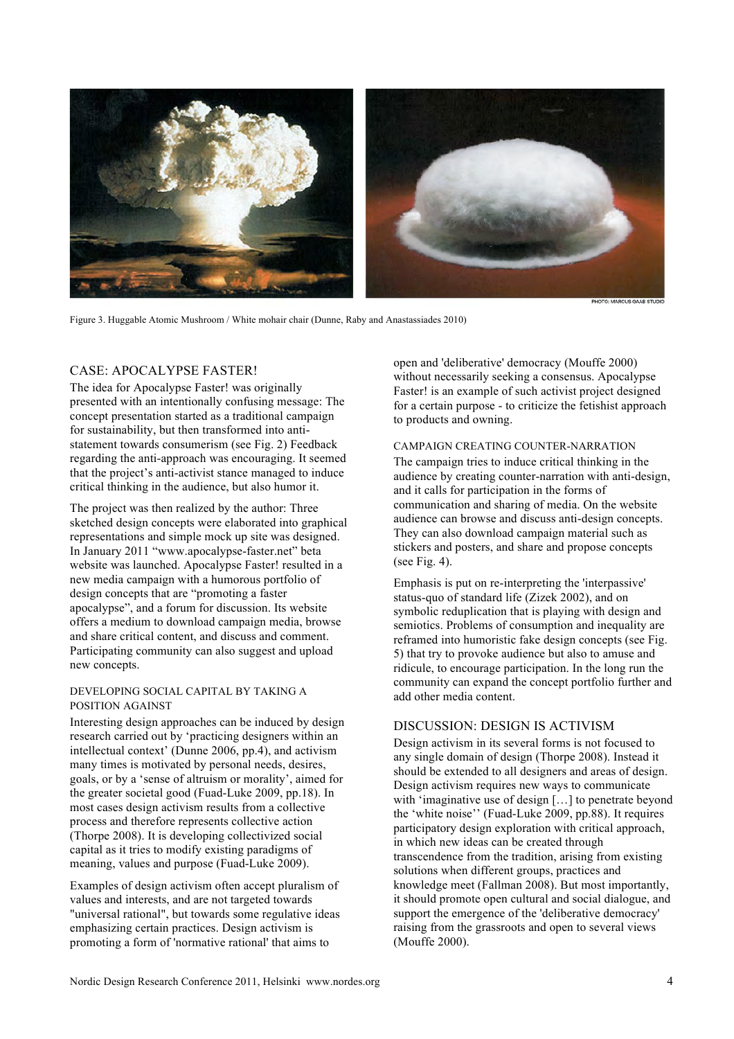PHOTO: MARCUS GAAB STUDIO

Figure 3. Huggable Atomic Mushroom / White mohair chair (Dunne, Raby and Anastassiades 2010)

## CASE: APOCALYPSE FASTER!

The idea for Apocalypse Faster! was originally presented with an intentionally confusing message: The concept presentation started as a traditional campaign for sustainability, but then transformed into anti-statement towards consumerism (see Fig. 2) Feedback regarding the anti-approach was encouraging. It seemed that the project's anti-activist stance managed to induce critical thinking in the audience, but also humor it.

The project was then realized by the author: Three sketched design concepts were elaborated into graphical representations and simple mock up site was designed. In January 2011 "www.apocalypse-faster.net" beta website was launched. Apocalypse Faster! resulted in a new media campaign with a humorous portfolio of design concepts that are "promoting a faster apocalypse", and a forum for discussion. Its website offers a medium to download campaign media, browse and share critical content, and discuss and comment. Participating community can also suggest and upload new concepts.

### DEVELOPING SOCIAL CAPITAL BY TAKING A POSITION AGAINST

Interesting design approaches can be induced by design research carried out by 'practicing designers within an intellectual context' (Dunne 2006, pp.4), and activism many times is motivated by personal needs, desires, goals, or by a 'sense of altruism or morality', aimed for the greater societal good (Fuad-Luke 2009, pp.18). In most cases design activism results from a collective process and therefore represents collective action (Thorpe 2008). It is developing collectivized social capital as it tries to modify existing paradigms of meaning, values and purpose (Fuad-Luke 2009).

Examples of design activism often accept pluralism of values and interests, and are not targeted towards "universal rational", but towards some regulative ideas emphasizing certain practices. Design activism is promoting a form of 'normative rational' that aims to open and 'deliberative' democracy (Mouffe 2000) without necessarily seeking a consensus. Apocalypse Faster! is an example of such activist project designed for a certain purpose - to criticize the fetishist approach to products and owning.

### CAMPAIGN CREATING COUNTER-NARRATION

The campaign tries to induce critical thinking in the audience by creating counter-narration with anti-design, and it calls for participation in the forms of communication and sharing of media. On the website audience can browse and discuss anti-design concepts. They can also download campaign material such as stickers and posters, and share and propose concepts (see Fig. 4).

Emphasis is put on re-interpreting the 'interpassive' status-quo of standard life (Zizek 2002), and on symbolic reduplication that is playing with design and semiotics. Problems of consumption and inequality are reframed into humoristic fake design concepts (see Fig. 5) that try to provoke audience but also to amuse and ridicule, to encourage participation. In the long run the community can expand the concept portfolio further and add other media content.

## DISCUSSION: DESIGN IS ACTIVISM

Design activism in its several forms is not focused to any single domain of design (Thorpe 2008). Instead it should be extended to all designers and areas of design. Design activism requires new ways to communicate with 'imaginative use of design […] to penetrate beyond the 'white noise'' (Fuad-Luke 2009, pp.88). It requires participatory design exploration with critical approach, in which new ideas can be created through transcendence from the tradition, arising from existing solutions when different groups, practices and knowledge meet (Fallman 2008). But most importantly, it should promote open cultural and social dialogue, and support the emergence of the 'deliberative democracy' raising from the grassroots and open to several views (Mouffe 2000).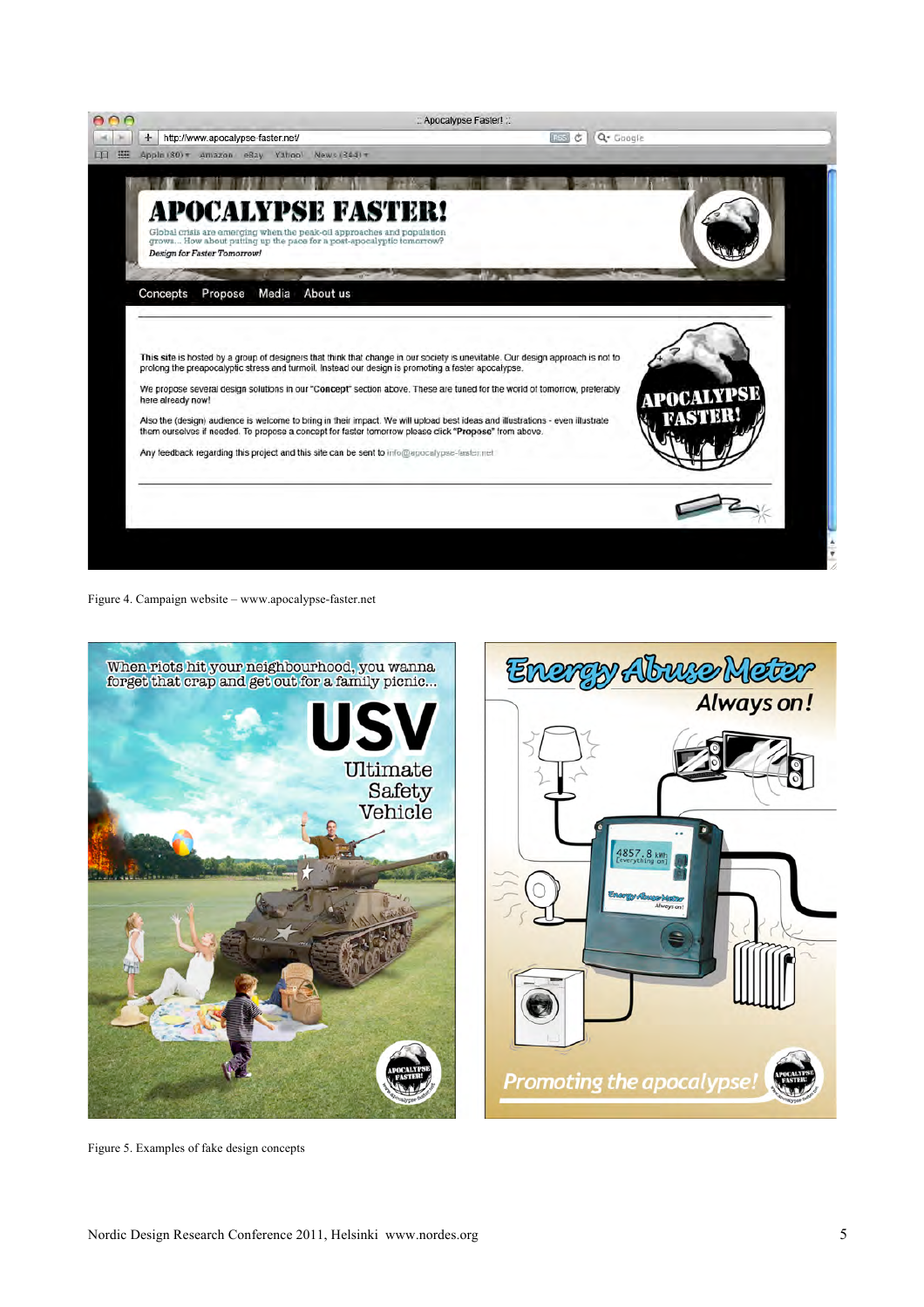Figure 4. Campaign website – www.apocalypse-faster.net

Figure 5. Examples of fake design concepts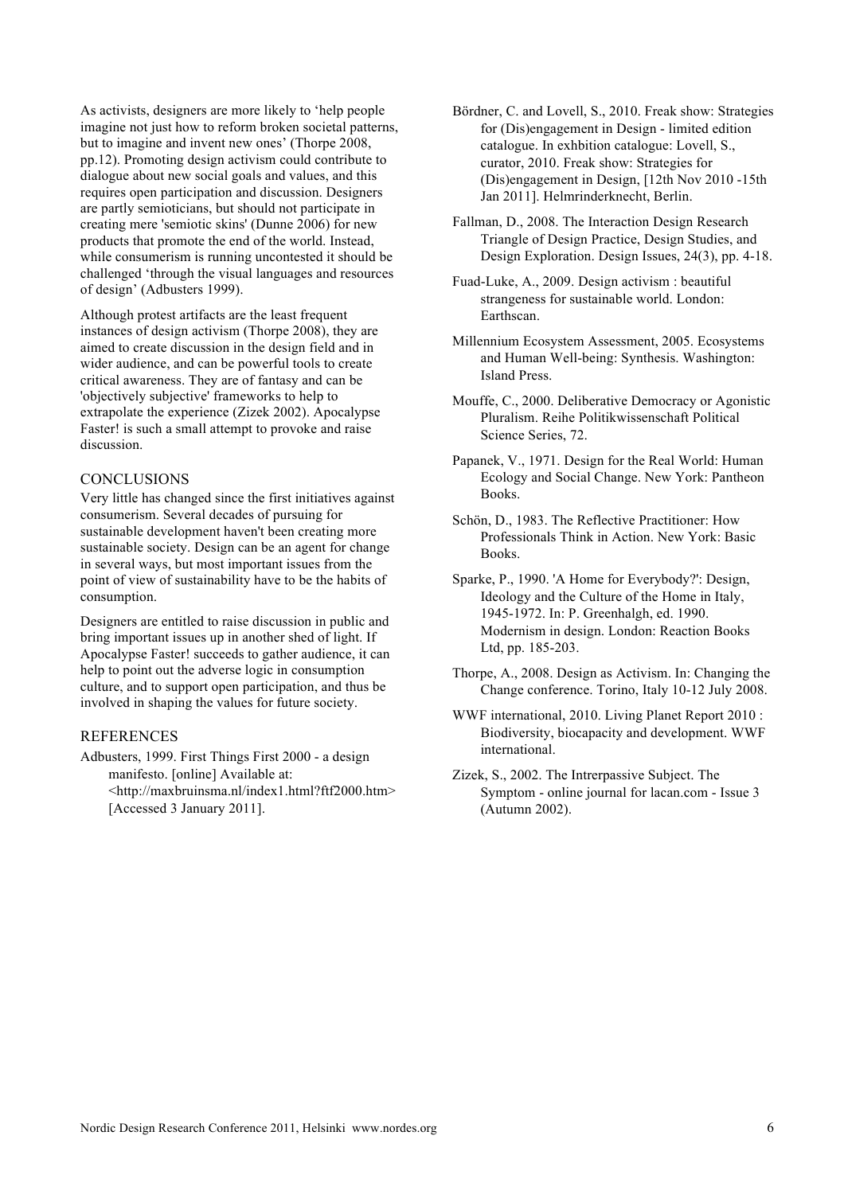As activists, designers are more likely to 'help people imagine not just how to reform broken societal patterns, but to imagine and invent new ones' (Thorpe 2008, pp.12). Promoting design activism could contribute to dialogue about new social goals and values, and this requires open participation and discussion. Designers are partly semioticians, but should not participate in creating mere 'semiotic skins' (Dunne 2006) for new products that promote the end of the world. Instead, while consumerism is running uncontested it should be challenged 'through the visual languages and resources of design' (Adbusters 1999).

Although protest artifacts are the least frequent instances of design activism (Thorpe 2008), they are aimed to create discussion in the design field and in wider audience, and can be powerful tools to create critical awareness. They are of fantasy and can be 'objectively subjective' frameworks to help to extrapolate the experience (Zizek 2002). Apocalypse Faster! is such a small attempt to provoke and raise discussion.

## CONCLUSIONS

Very little has changed since the first initiatives against consumerism. Several decades of pursuing for sustainable development haven't been creating more sustainable society. Design can be an agent for change in several ways, but most important issues from the point of view of sustainability have to be the habits of consumption.

Designers are entitled to raise discussion in public and bring important issues up in another shed of light. If Apocalypse Faster! succeeds to gather audience, it can help to point out the adverse logic in consumption culture, and to support open participation, and thus be involved in shaping the values for future society.

## REFERENCES

Adbusters, 1999. First Things First 2000 - a design manifesto. [online] Available at: <http://maxbruinsma.nl/index1.html?ftf2000.htm> [Accessed 3 January 2011].

Bördner, C. and Lovell, S., 2010. Freak show: Strategies for (Dis)engagement in Design - limited edition catalogue. In exhbition catalogue: Lovell, S., curator, 2010. Freak show: Strategies for (Dis)engagement in Design, [12th Nov 2010 -15th Jan 2011]. Helmrinderknecht, Berlin.

Fallman, D., 2008. The Interaction Design Research Triangle of Design Practice, Design Studies, and Design Exploration. Design Issues, 24(3), pp. 4-18.

Fuad-Luke, A., 2009. Design activism : beautiful strangeness for sustainable world. London: Earthscan.

Millennium Ecosystem Assessment, 2005. Ecosystems and Human Well-being: Synthesis. Washington: Island Press.

Mouffe, C., 2000. Deliberative Democracy or Agonistic Pluralism. Reihe Politikwissenschaft Political Science Series, 72.

Papanek, V., 1971. Design for the Real World: Human Ecology and Social Change. New York: Pantheon Books.

Schön, D., 1983. The Reflective Practitioner: How Professionals Think in Action. New York: Basic Books.

Sparke, P., 1990. 'A Home for Everybody?': Design, Ideology and the Culture of the Home in Italy, 1945-1972. In: P. Greenhalgh, ed. 1990. Modernism in design. London: Reaction Books Ltd, pp. 185-203.

Thorpe, A., 2008. Design as Activism. In: Changing the Change conference. Torino, Italy 10-12 July 2008.

WWF international, 2010. Living Planet Report 2010 : Biodiversity, biocapacity and development. WWF international.

Zizek, S., 2002. The Intrerpassive Subject. The Symptom - online journal for lacan.com - Issue 3 (Autumn 2002).